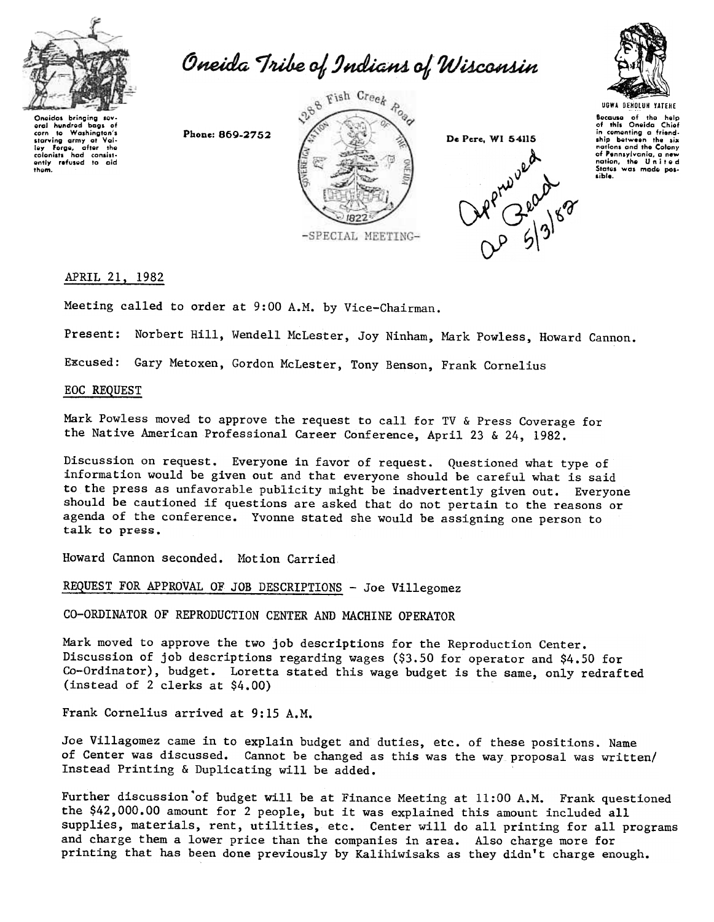# Oneida Tribe of Indians of Wisconsin

Oneidas bringing several hundred bags of corn to Washington's starving army at Valley Forge, after the colonists had consistently refused to aid them.

Phone: 869-2752

1288 Fish Creek Road

De Pere, WI 54115

UGWA DEHOLUH YATEHE

Because of the help of this Oneida Chief in cementing a friendship between the six nations and the Colony of Pennsylvania, a new nation, the United States was made possible.

-SPECIAL MEETING-

Approved Read AP 5/3/82

APRIL 21, 1982

Meeting called to order at 9:00 A.M. by Vice-Chairman.

Present: Norbert Hill, Wendell McLester, Joy Ninham, Mark Powless, Howard Cannon.

Excused: Gary Metoxen, Gordon McLester, Tony Benson, Frank Cornelius

EOC REQUEST

Mark Powless moved to approve the request to call for TV & Press Coverage for the Native American Professional Career Conference, April 23 & 24, 1982.

Discussion on request. Everyone in favor of request. Questioned what type of information would be given out and that everyone should be careful what is said to the press as unfavorable publicity might be inadvertently given out. Everyone should be cautioned if questions are asked that do not pertain to the reasons or agenda of the conference. Yvonne stated she would be assigning one person to talk to press.

Howard Cannon seconded. Motion Carried

REQUEST FOR APPROVAL OF JOB DESCRIPTIONS - Joe Villegomez

CO-ORDINATOR OF REPRODUCTION CENTER AND MACHINE OPERATOR

Mark moved to approve the two job descriptions for the Reproduction Center. Discussion of job descriptions regarding wages ($3.50 for operator and $4.50 for Co-Ordinator), budget. Loretta stated this wage budget is the same, only redrafted (instead of 2 clerks at $4.00)

Frank Cornelius arrived at 9:15 A.M.

Joe Villagomez came in to explain budget and duties, etc. of these positions. Name of Center was discussed. Cannot be changed as this was the way proposal was written/ Instead Printing & Duplicating will be added.

Further discussion of budget will be at Finance Meeting at 11:00 A.M. Frank questioned the $42,000.00 amount for 2 people, but it was explained this amount included all supplies, materials, rent, utilities, etc. Center will do all printing for all programs and charge them a lower price than the companies in area. Also charge more for printing that has been done previously by Kalihiwisaks as they didn't charge enough.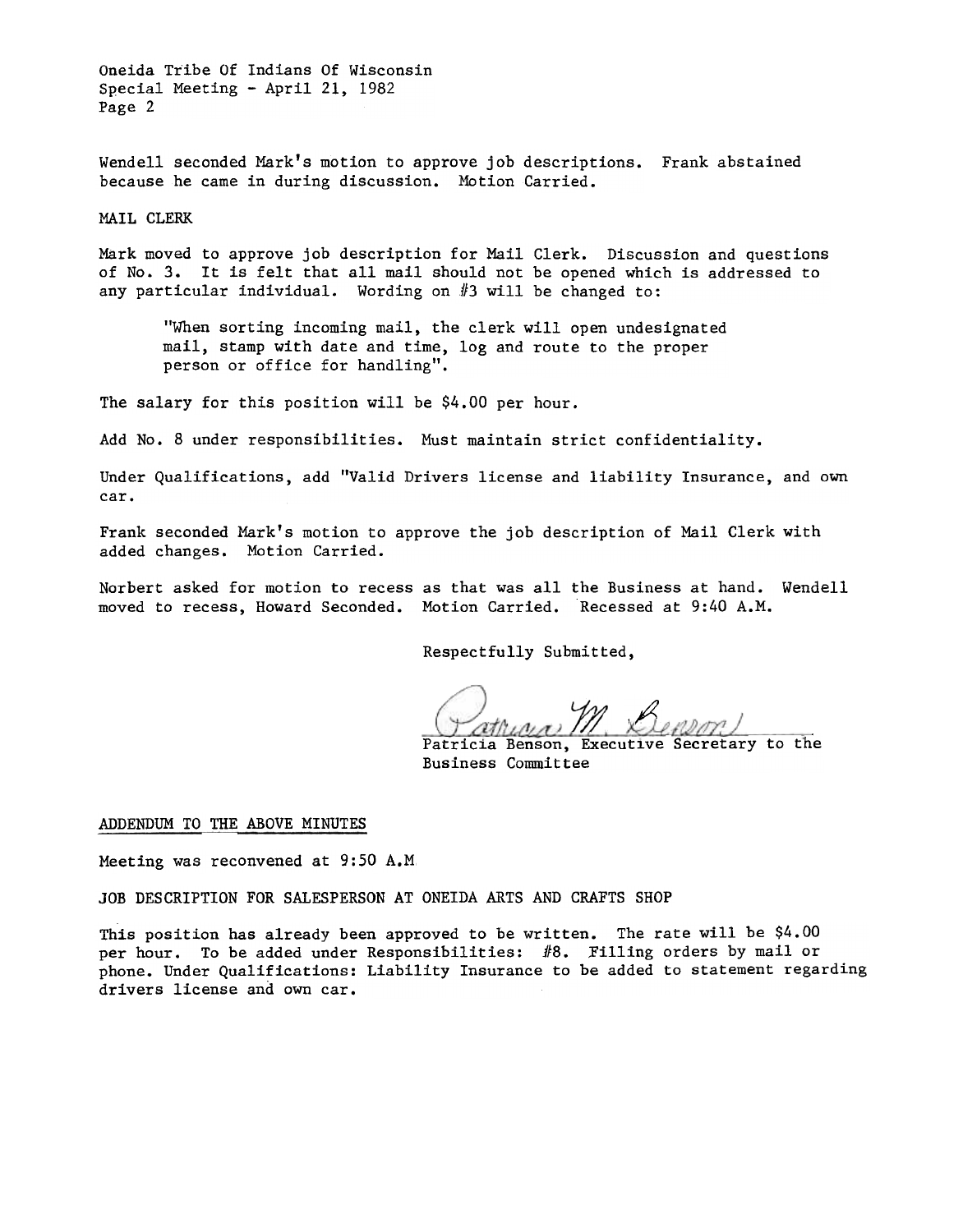Wendell seconded Mark's motion to approve job descriptions. Frank abstained because he came in during discussion. Motion Carried.

MAIL CLERK

Mark moved to approve job description for Mail Clerk. Discussion and questions of No. 3. It is felt that all mail should not be opened which is addressed to any particular individual. Wording on #3 will be changed to:

> "When sorting incoming mail, the clerk will open undesignated mail, stamp with date and time, log and route to the proper person or office for handling".

The salary for this position will be $4.00 per hour.

Add No. 8 under responsibilities. Must maintain strict confidentiality.

Under Qualifications, add "Valid Drivers license and liability Insurance, and own car.

Frank seconded Mark's motion to approve the job description of Mail Clerk with added changes. Motion Carried.

Norbert asked for motion to recess as that was all the Business at hand. Wendell moved to recess, Howard Seconded. Motion Carried. Recessed at 9:40 A.M.

Respectfully Submitted,

Patricia M. Benson

Patricia Benson, Executive Secretary to the Business Committee

ADDENDUM TO THE ABOVE MINUTES

Meeting was reconvened at 9:50 A.M

JOB DESCRIPTION FOR SALESPERSON AT ONEIDA ARTS AND CRAFTS SHOP

This position has already been approved to be written. The rate will be $4.00 per hour. To be added under Responsibilities: #8. Filling orders by mail or phone. Under Qualifications: Liability Insurance to be added to statement regarding drivers license and own car.